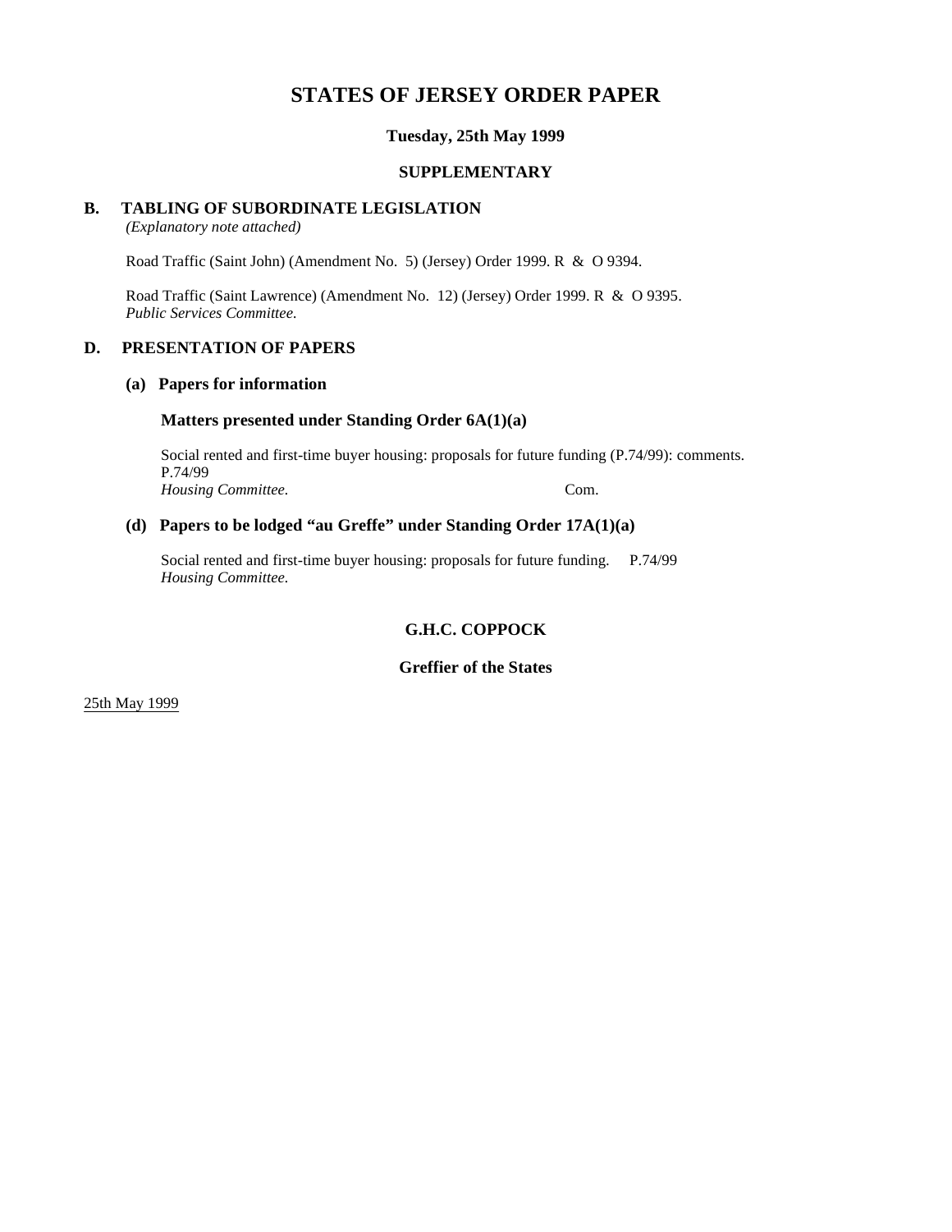# STATES OF JERSEY ORDER PAPER

**Tuesday, 25th May 1999**

**SUPPLEMENTARY**

## B. TABLING OF SUBORDINATE LEGISLATION

*(Explanatory note attached)*

Road Traffic (Saint John) (Amendment No. 5) (Jersey) Order 1999. R & O 9394.

Road Traffic (Saint Lawrence) (Amendment No. 12) (Jersey) Order 1999. R & O 9395.
*Public Services Committee.*

## D. PRESENTATION OF PAPERS

### (a) Papers for information

#### Matters presented under Standing Order 6A(1)(a)

Social rented and first-time buyer housing: proposals for future funding (P.74/99): comments. P.74/99
*Housing Committee.* Com.

### (d) Papers to be lodged "au Greffe" under Standing Order 17A(1)(a)

Social rented and first-time buyer housing: proposals for future funding. P.74/99
*Housing Committee.*

**G.H.C. COPPOCK**

**Greffier of the States**

25th May 1999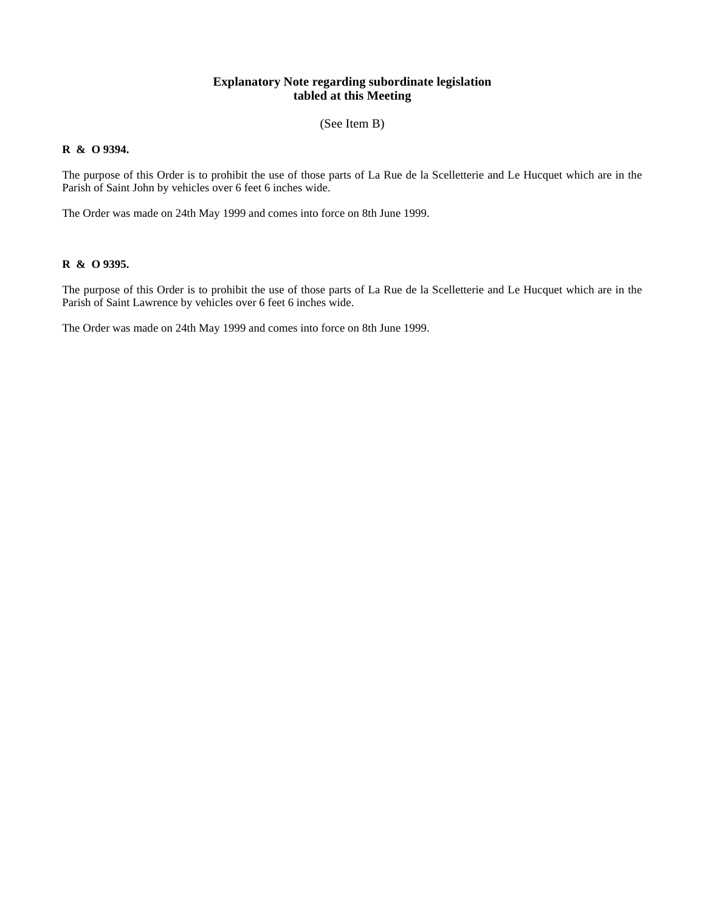**Explanatory Note regarding subordinate legislation tabled at this Meeting**

(See Item B)

**R & O 9394.**

The purpose of this Order is to prohibit the use of those parts of La Rue de la Scelletterie and Le Hucquet which are in the Parish of Saint John by vehicles over 6 feet 6 inches wide.

The Order was made on 24th May 1999 and comes into force on 8th June 1999.

**R & O 9395.**

The purpose of this Order is to prohibit the use of those parts of La Rue de la Scelletterie and Le Hucquet which are in the Parish of Saint Lawrence by vehicles over 6 feet 6 inches wide.

The Order was made on 24th May 1999 and comes into force on 8th June 1999.